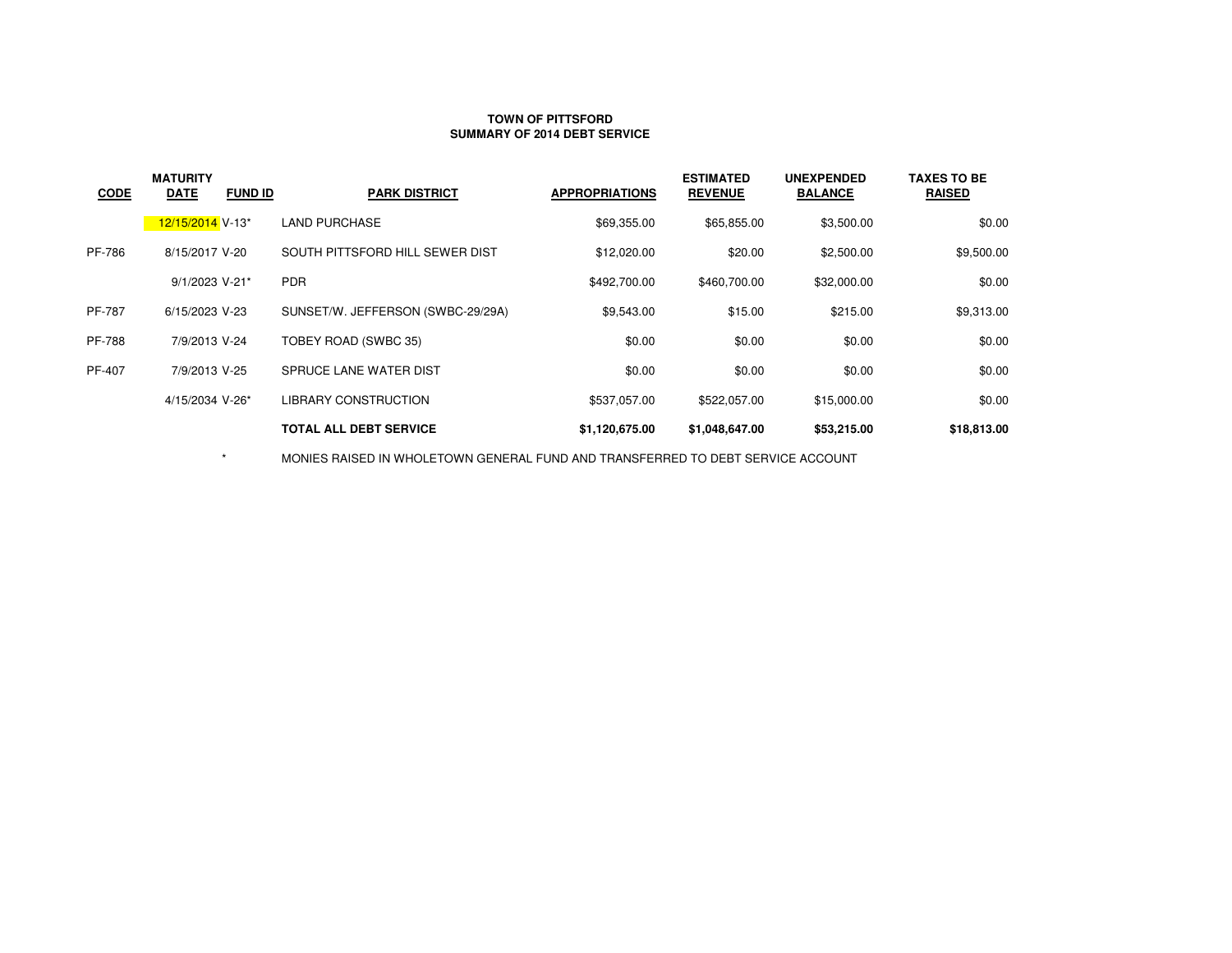**TOWN OF PITTSFORD**
**SUMMARY OF 2014 DEBT SERVICE**

| CODE | MATURITY DATE | FUND ID | PARK DISTRICT | APPROPRIATIONS | ESTIMATED REVENUE | UNEXPENDED BALANCE | TAXES TO BE RAISED |
|---|---|---|---|---|---|---|---|
| | 12/15/2014 | V-13* | LAND PURCHASE | $69,355.00 | $65,855.00 | $3,500.00 | $0.00 |
| PF-786 | 8/15/2017 | V-20 | SOUTH PITTSFORD HILL SEWER DIST | $12,020.00 | $20.00 | $2,500.00 | $9,500.00 |
| | 9/1/2023 | V-21* | PDR | $492,700.00 | $460,700.00 | $32,000.00 | $0.00 |
| PF-787 | 6/15/2023 | V-23 | SUNSET/W. JEFFERSON (SWBC-29/29A) | $9,543.00 | $15.00 | $215.00 | $9,313.00 |
| PF-788 | 7/9/2013 | V-24 | TOBEY ROAD (SWBC 35) | $0.00 | $0.00 | $0.00 | $0.00 |
| PF-407 | 7/9/2013 | V-25 | SPRUCE LANE WATER DIST | $0.00 | $0.00 | $0.00 | $0.00 |
| | 4/15/2034 | V-26* | LIBRARY CONSTRUCTION | $537,057.00 | $522,057.00 | $15,000.00 | $0.00 |
| | | | **TOTAL ALL DEBT SERVICE** | **$1,120,675.00** | **$1,048,647.00** | **$53,215.00** | **$18,813.00** |

\* MONIES RAISED IN WHOLETOWN GENERAL FUND AND TRANSFERRED TO DEBT SERVICE ACCOUNT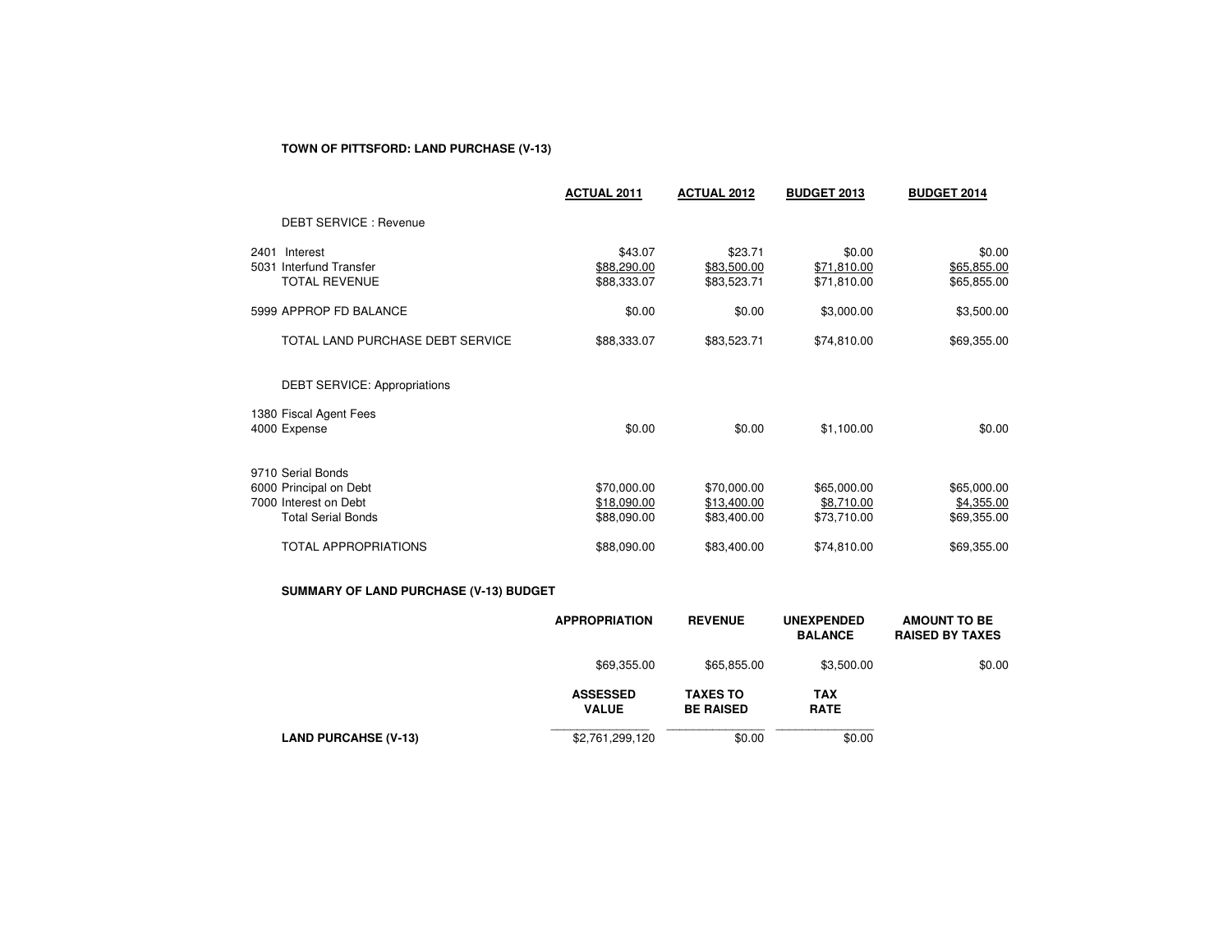**TOWN OF PITTSFORD: LAND PURCHASE (V-13)**

| | ACTUAL 2011 | ACTUAL 2012 | BUDGET 2013 | BUDGET 2014 |
|---|---|---|---|---|
| DEBT SERVICE : Revenue | | | | |
| 2401 Interest | $43.07 | $23.71 | $0.00 | $0.00 |
| 5031 Interfund Transfer | $88,290.00 | $83,500.00 | $71,810.00 | $65,855.00 |
| TOTAL REVENUE | $88,333.07 | $83,523.71 | $71,810.00 | $65,855.00 |
| 5999 APPROP FD BALANCE | $0.00 | $0.00 | $3,000.00 | $3,500.00 |
| TOTAL LAND PURCHASE DEBT SERVICE | $88,333.07 | $83,523.71 | $74,810.00 | $69,355.00 |
| DEBT SERVICE: Appropriations | | | | |
| 1380 Fiscal Agent Fees | | | | |
| 4000 Expense | $0.00 | $0.00 | $1,100.00 | $0.00 |
| 9710 Serial Bonds | | | | |
| 6000 Principal on Debt | $70,000.00 | $70,000.00 | $65,000.00 | $65,000.00 |
| 7000 Interest on Debt | $18,090.00 | $13,400.00 | $8,710.00 | $4,355.00 |
| Total Serial Bonds | $88,090.00 | $83,400.00 | $73,710.00 | $69,355.00 |
| TOTAL APPROPRIATIONS | $88,090.00 | $83,400.00 | $74,810.00 | $69,355.00 |

**SUMMARY OF LAND PURCHASE (V-13) BUDGET**

| | APPROPRIATION | REVENUE | UNEXPENDED BALANCE | AMOUNT TO BE RAISED BY TAXES |
|---|---|---|---|---|
| | $69,355.00 | $65,855.00 | $3,500.00 | $0.00 |

| | ASSESSED VALUE | TAXES TO BE RAISED | TAX RATE |
|---|---|---|---|
| **LAND PURCAHSE (V-13)** | $2,761,299,120 | $0.00 | $0.00 |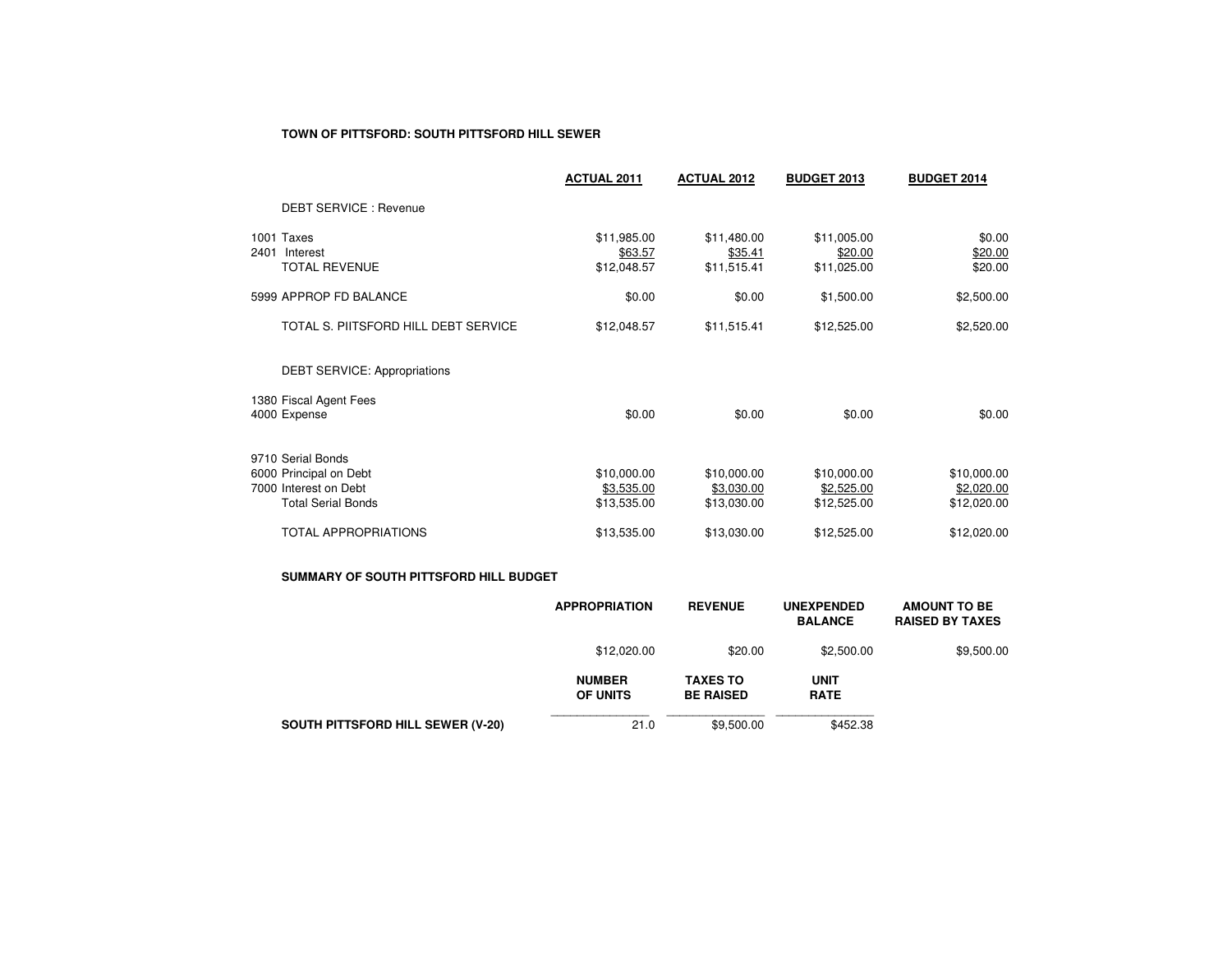**TOWN OF PITTSFORD: SOUTH PITTSFORD HILL SEWER**

| | ACTUAL 2011 | ACTUAL 2012 | BUDGET 2013 | BUDGET 2014 |
|---|---|---|---|---|
| DEBT SERVICE : Revenue | | | | |
| 1001 Taxes | $11,985.00 | $11,480.00 | $11,005.00 | $0.00 |
| 2401 Interest | $63.57 | $35.41 | $20.00 | $20.00 |
| TOTAL REVENUE | $12,048.57 | $11,515.41 | $11,025.00 | $20.00 |
| 5999 APPROP FD BALANCE | $0.00 | $0.00 | $1,500.00 | $2,500.00 |
| TOTAL S. PIITSFORD HILL DEBT SERVICE | $12,048.57 | $11,515.41 | $12,525.00 | $2,520.00 |
| DEBT SERVICE: Appropriations | | | | |
| 1380 Fiscal Agent Fees | | | | |
| 4000 Expense | $0.00 | $0.00 | $0.00 | $0.00 |
| 9710 Serial Bonds | | | | |
| 6000 Principal on Debt | $10,000.00 | $10,000.00 | $10,000.00 | $10,000.00 |
| 7000 Interest on Debt | $3,535.00 | $3,030.00 | $2,525.00 | $2,020.00 |
| Total Serial Bonds | $13,535.00 | $13,030.00 | $12,525.00 | $12,020.00 |
| TOTAL APPROPRIATIONS | $13,535.00 | $13,030.00 | $12,525.00 | $12,020.00 |

**SUMMARY OF SOUTH PITTSFORD HILL BUDGET**

| | APPROPRIATION | REVENUE | UNEXPENDED BALANCE | AMOUNT TO BE RAISED BY TAXES |
|---|---|---|---|---|
| | $12,020.00 | $20.00 | $2,500.00 | $9,500.00 |

| | NUMBER OF UNITS | TAXES TO BE RAISED | UNIT RATE |
|---|---|---|---|
| **SOUTH PITTSFORD HILL SEWER (V-20)** | 21.0 | $9,500.00 | $452.38 |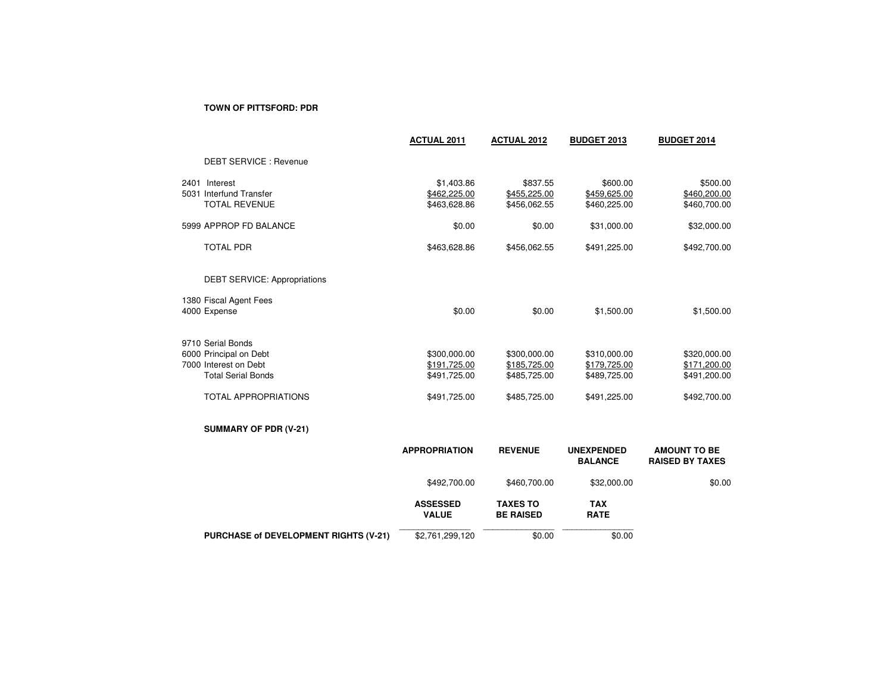**TOWN OF PITTSFORD: PDR**

| | ACTUAL 2011 | ACTUAL 2012 | BUDGET 2013 | BUDGET 2014 |
|---|---|---|---|---|
| DEBT SERVICE : Revenue | | | | |
| 2401 Interest | $1,403.86 | $837.55 | $600.00 | $500.00 |
| 5031 Interfund Transfer | $462,225.00 | $455,225.00 | $459,625.00 | $460,200.00 |
| TOTAL REVENUE | $463,628.86 | $456,062.55 | $460,225.00 | $460,700.00 |
| 5999 APPROP FD BALANCE | $0.00 | $0.00 | $31,000.00 | $32,000.00 |
| TOTAL PDR | $463,628.86 | $456,062.55 | $491,225.00 | $492,700.00 |
| DEBT SERVICE: Appropriations | | | | |
| 1380 Fiscal Agent Fees | | | | |
| 4000 Expense | $0.00 | $0.00 | $1,500.00 | $1,500.00 |
| 9710 Serial Bonds | | | | |
| 6000 Principal on Debt | $300,000.00 | $300,000.00 | $310,000.00 | $320,000.00 |
| 7000 Interest on Debt | $191,725.00 | $185,725.00 | $179,725.00 | $171,200.00 |
| Total Serial Bonds | $491,725.00 | $485,725.00 | $489,725.00 | $491,200.00 |
| TOTAL APPROPRIATIONS | $491,725.00 | $485,725.00 | $491,225.00 | $492,700.00 |

**SUMMARY OF PDR (V-21)**

| | APPROPRIATION | REVENUE | UNEXPENDED BALANCE | AMOUNT TO BE RAISED BY TAXES |
|---|---|---|---|---|
| | $492,700.00 | $460,700.00 | $32,000.00 | $0.00 |

| | ASSESSED VALUE | TAXES TO BE RAISED | TAX RATE |
|---|---|---|---|
| **PURCHASE of DEVELOPMENT RIGHTS (V-21)** | $2,761,299,120 | $0.00 | $0.00 |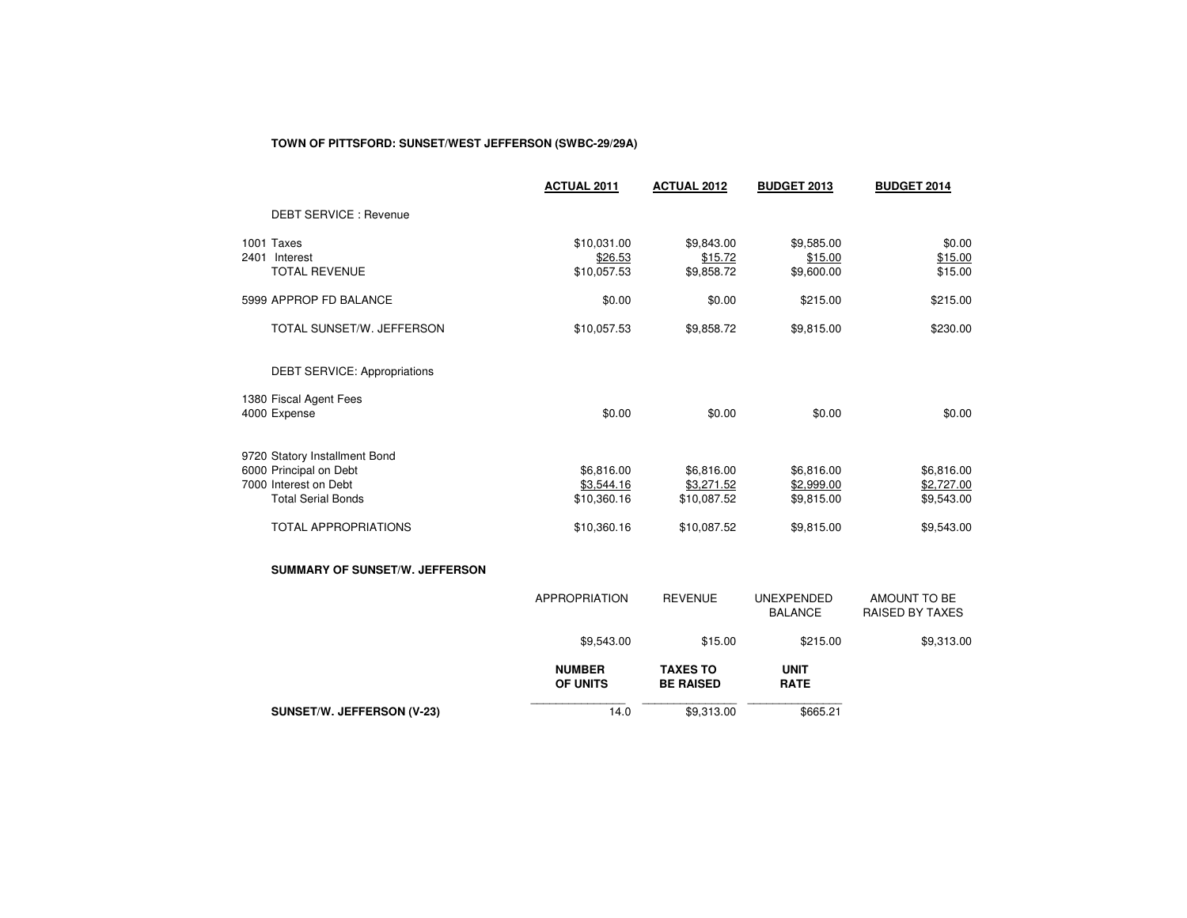**TOWN OF PITTSFORD: SUNSET/WEST JEFFERSON (SWBC-29/29A)**

| | ACTUAL 2011 | ACTUAL 2012 | BUDGET 2013 | BUDGET 2014 |
|---|---|---|---|---|
| DEBT SERVICE : Revenue | | | | |
| 1001 Taxes | $10,031.00 | $9,843.00 | $9,585.00 | $0.00 |
| 2401 Interest | $26.53 | $15.72 | $15.00 | $15.00 |
| TOTAL REVENUE | $10,057.53 | $9,858.72 | $9,600.00 | $15.00 |
| 5999 APPROP FD BALANCE | $0.00 | $0.00 | $215.00 | $215.00 |
| TOTAL SUNSET/W. JEFFERSON | $10,057.53 | $9,858.72 | $9,815.00 | $230.00 |
| DEBT SERVICE: Appropriations | | | | |
| 1380 Fiscal Agent Fees | | | | |
| 4000 Expense | $0.00 | $0.00 | $0.00 | $0.00 |
| 9720 Statory Installment Bond | | | | |
| 6000 Principal on Debt | $6,816.00 | $6,816.00 | $6,816.00 | $6,816.00 |
| 7000 Interest on Debt | $3,544.16 | $3,271.52 | $2,999.00 | $2,727.00 |
| Total Serial Bonds | $10,360.16 | $10,087.52 | $9,815.00 | $9,543.00 |
| TOTAL APPROPRIATIONS | $10,360.16 | $10,087.52 | $9,815.00 | $9,543.00 |

**SUMMARY OF SUNSET/W. JEFFERSON**

| | APPROPRIATION | REVENUE | UNEXPENDED BALANCE | AMOUNT TO BE RAISED BY TAXES |
|---|---|---|---|---|
| | $9,543.00 | $15.00 | $215.00 | $9,313.00 |

| | NUMBER OF UNITS | TAXES TO BE RAISED | UNIT RATE |
|---|---|---|---|
| **SUNSET/W. JEFFERSON (V-23)** | 14.0 | $9,313.00 | $665.21 |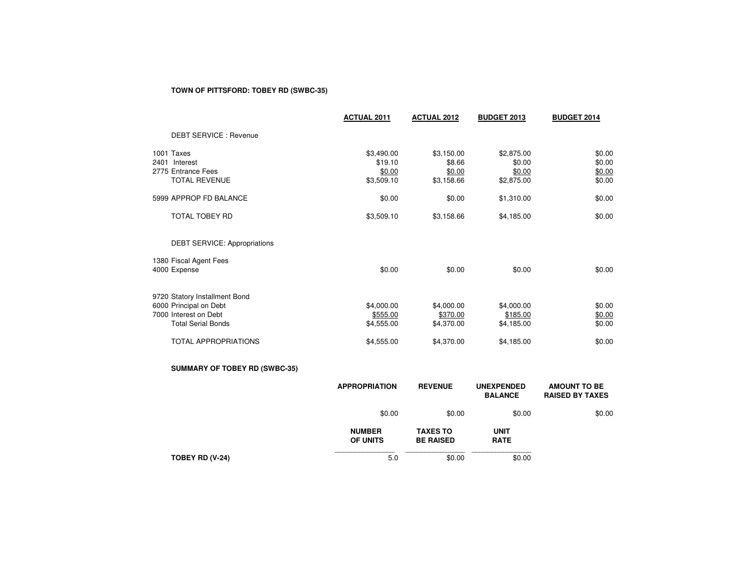**TOWN OF PITTSFORD: TOBEY RD (SWBC-35)**

| | ACTUAL 2011 | ACTUAL 2012 | BUDGET 2013 | BUDGET 2014 |
|---|---|---|---|---|
| DEBT SERVICE : Revenue | | | | |
| 1001 Taxes | $3,490.00 | $3,150.00 | $2,875.00 | $0.00 |
| 2401 Interest | $19.10 | $8.66 | $0.00 | $0.00 |
| 2775 Entrance Fees | $0.00 | $0.00 | $0.00 | $0.00 |
| TOTAL REVENUE | $3,509.10 | $3,158.66 | $2,875.00 | $0.00 |
| 5999 APPROP FD BALANCE | $0.00 | $0.00 | $1,310.00 | $0.00 |
| TOTAL TOBEY RD | $3,509.10 | $3,158.66 | $4,185.00 | $0.00 |
| DEBT SERVICE: Appropriations | | | | |
| 1380 Fiscal Agent Fees | | | | |
| 4000 Expense | $0.00 | $0.00 | $0.00 | $0.00 |
| 9720 Statory Installment Bond | | | | |
| 6000 Principal on Debt | $4,000.00 | $4,000.00 | $4,000.00 | $0.00 |
| 7000 Interest on Debt | $555.00 | $370.00 | $185.00 | $0.00 |
| Total Serial Bonds | $4,555.00 | $4,370.00 | $4,185.00 | $0.00 |
| TOTAL APPROPRIATIONS | $4,555.00 | $4,370.00 | $4,185.00 | $0.00 |

**SUMMARY OF TOBEY RD (SWBC-35)**

| APPROPRIATION | REVENUE | UNEXPENDED BALANCE | AMOUNT TO BE RAISED BY TAXES |
|---|---|---|---|
| $0.00 | $0.00 | $0.00 | $0.00 |

| | NUMBER OF UNITS | TAXES TO BE RAISED | UNIT RATE |
|---|---|---|---|
| **TOBEY RD (V-24)** | 5.0 | $0.00 | $0.00 |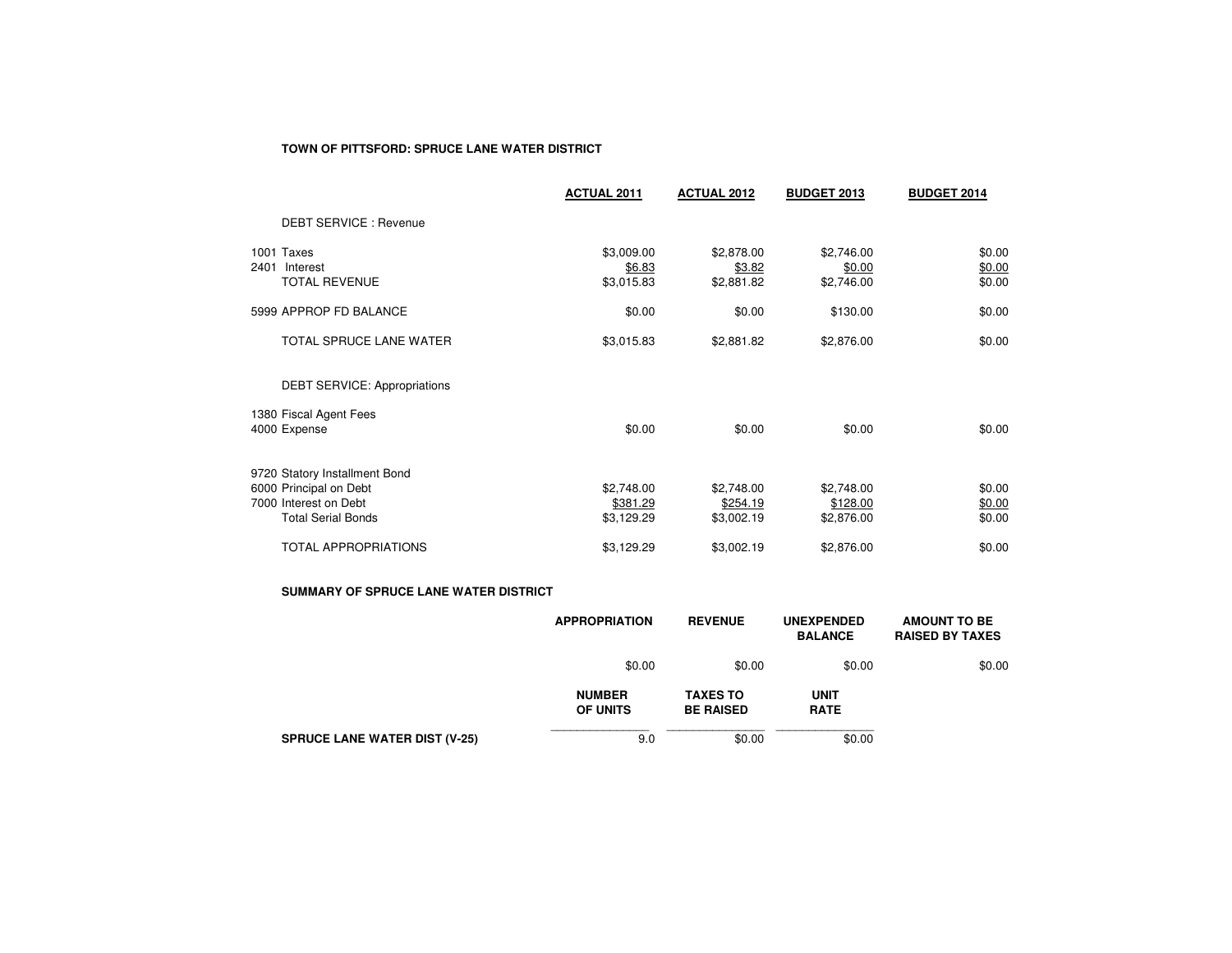**TOWN OF PITTSFORD: SPRUCE LANE WATER DISTRICT**

| | ACTUAL 2011 | ACTUAL 2012 | BUDGET 2013 | BUDGET 2014 |
|---|---|---|---|---|
| DEBT SERVICE : Revenue | | | | |
| 1001 Taxes | $3,009.00 | $2,878.00 | $2,746.00 | $0.00 |
| 2401 Interest | $6.83 | $3.82 | $0.00 | $0.00 |
| TOTAL REVENUE | $3,015.83 | $2,881.82 | $2,746.00 | $0.00 |
| 5999 APPROP FD BALANCE | $0.00 | $0.00 | $130.00 | $0.00 |
| TOTAL SPRUCE LANE WATER | $3,015.83 | $2,881.82 | $2,876.00 | $0.00 |
| DEBT SERVICE: Appropriations | | | | |
| 1380 Fiscal Agent Fees | | | | |
| 4000 Expense | $0.00 | $0.00 | $0.00 | $0.00 |
| 9720 Statory Installment Bond | | | | |
| 6000 Principal on Debt | $2,748.00 | $2,748.00 | $2,748.00 | $0.00 |
| 7000 Interest on Debt | $381.29 | $254.19 | $128.00 | $0.00 |
| Total Serial Bonds | $3,129.29 | $3,002.19 | $2,876.00 | $0.00 |
| TOTAL APPROPRIATIONS | $3,129.29 | $3,002.19 | $2,876.00 | $0.00 |

**SUMMARY OF SPRUCE LANE WATER DISTRICT**

| APPROPRIATION | REVENUE | UNEXPENDED BALANCE | AMOUNT TO BE RAISED BY TAXES |
|---|---|---|---|
| $0.00 | $0.00 | $0.00 | $0.00 |

| | NUMBER OF UNITS | TAXES TO BE RAISED | UNIT RATE |
|---|---|---|---|
| **SPRUCE LANE WATER DIST (V-25)** | 9.0 | $0.00 | $0.00 |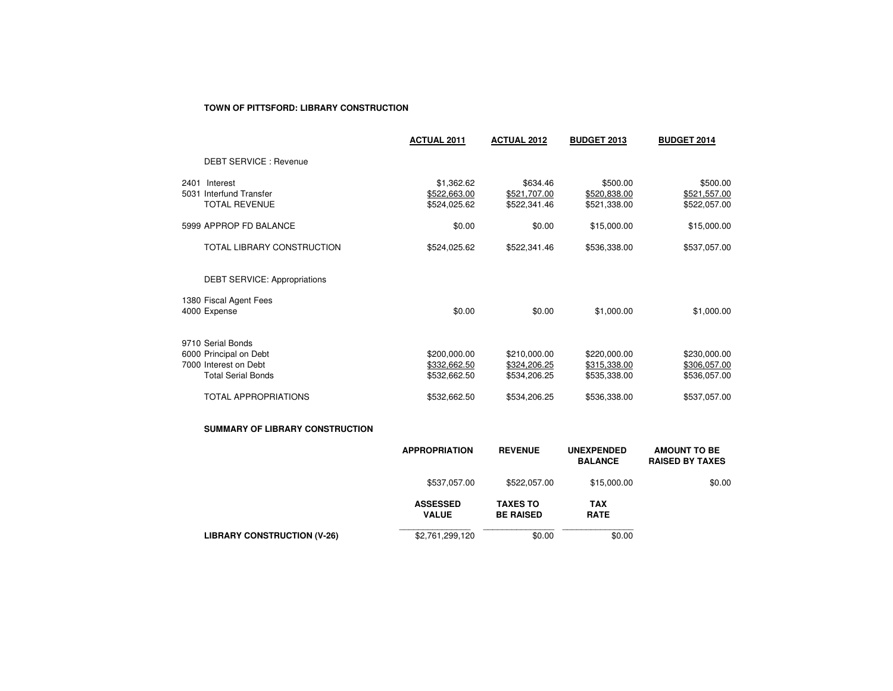**TOWN OF PITTSFORD: LIBRARY CONSTRUCTION**

| | ACTUAL 2011 | ACTUAL 2012 | BUDGET 2013 | BUDGET 2014 |
|---|---|---|---|---|
| DEBT SERVICE : Revenue | | | | |
| 2401 Interest | $1,362.62 | $634.46 | $500.00 | $500.00 |
| 5031 Interfund Transfer | $522,663.00 | $521,707.00 | $520,838.00 | $521,557.00 |
| TOTAL REVENUE | $524,025.62 | $522,341.46 | $521,338.00 | $522,057.00 |
| 5999 APPROP FD BALANCE | $0.00 | $0.00 | $15,000.00 | $15,000.00 |
| TOTAL LIBRARY CONSTRUCTION | $524,025.62 | $522,341.46 | $536,338.00 | $537,057.00 |
| DEBT SERVICE: Appropriations | | | | |
| 1380 Fiscal Agent Fees | | | | |
| 4000 Expense | $0.00 | $0.00 | $1,000.00 | $1,000.00 |
| 9710 Serial Bonds | | | | |
| 6000 Principal on Debt | $200,000.00 | $210,000.00 | $220,000.00 | $230,000.00 |
| 7000 Interest on Debt | $332,662.50 | $324,206.25 | $315,338.00 | $306,057.00 |
| Total Serial Bonds | $532,662.50 | $534,206.25 | $535,338.00 | $536,057.00 |
| TOTAL APPROPRIATIONS | $532,662.50 | $534,206.25 | $536,338.00 | $537,057.00 |

**SUMMARY OF LIBRARY CONSTRUCTION**

| | APPROPRIATION | REVENUE | UNEXPENDED BALANCE | AMOUNT TO BE RAISED BY TAXES |
|---|---|---|---|---|
| | $537,057.00 | $522,057.00 | $15,000.00 | $0.00 |
| | **ASSESSED VALUE** | **TAXES TO BE RAISED** | **TAX RATE** | |
| **LIBRARY CONSTRUCTION (V-26)** | $2,761,299,120 | $0.00 | $0.00 | |